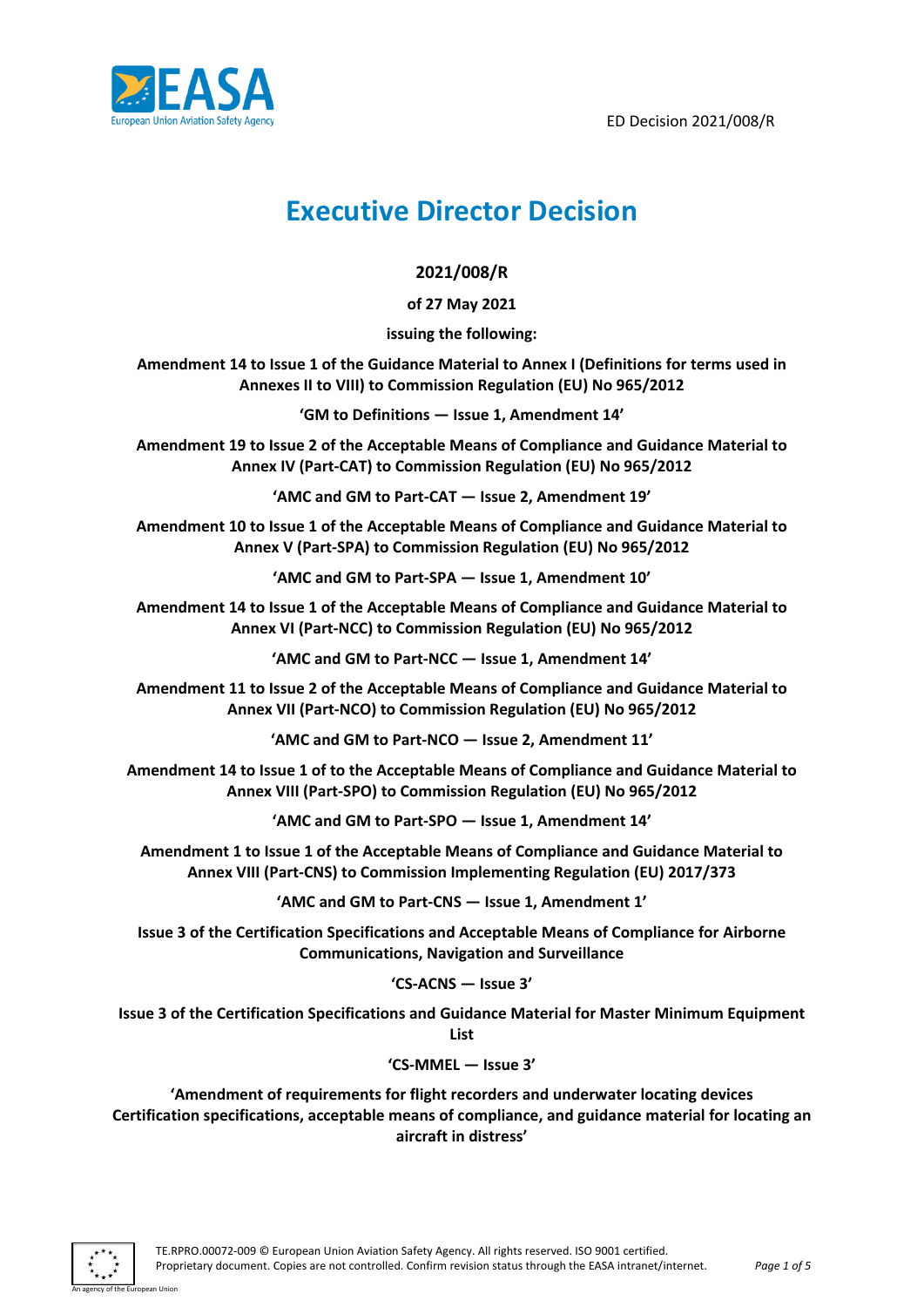ED Decision 2021/008/R

# Executive Director Decision

**2021/008/R**

**of 27 May 2021**

**issuing the following:**

**Amendment 14 to Issue 1 of the Guidance Material to Annex I (Definitions for terms used in Annexes II to VIII) to Commission Regulation (EU) No 965/2012**

**'GM to Definitions — Issue 1, Amendment 14'**

**Amendment 19 to Issue 2 of the Acceptable Means of Compliance and Guidance Material to Annex IV (Part-CAT) to Commission Regulation (EU) No 965/2012**

**'AMC and GM to Part-CAT — Issue 2, Amendment 19'**

**Amendment 10 to Issue 1 of the Acceptable Means of Compliance and Guidance Material to Annex V (Part-SPA) to Commission Regulation (EU) No 965/2012**

**'AMC and GM to Part-SPA — Issue 1, Amendment 10'**

**Amendment 14 to Issue 1 of the Acceptable Means of Compliance and Guidance Material to Annex VI (Part-NCC) to Commission Regulation (EU) No 965/2012**

**'AMC and GM to Part-NCC — Issue 1, Amendment 14'**

**Amendment 11 to Issue 2 of the Acceptable Means of Compliance and Guidance Material to Annex VII (Part-NCO) to Commission Regulation (EU) No 965/2012**

**'AMC and GM to Part-NCO — Issue 2, Amendment 11'**

**Amendment 14 to Issue 1 of to the Acceptable Means of Compliance and Guidance Material to Annex VIII (Part-SPO) to Commission Regulation (EU) No 965/2012**

**'AMC and GM to Part-SPO — Issue 1, Amendment 14'**

**Amendment 1 to Issue 1 of the Acceptable Means of Compliance and Guidance Material to Annex VIII (Part-CNS) to Commission Implementing Regulation (EU) 2017/373**

**'AMC and GM to Part-CNS — Issue 1, Amendment 1'**

**Issue 3 of the Certification Specifications and Acceptable Means of Compliance for Airborne Communications, Navigation and Surveillance**

**'CS-ACNS — Issue 3'**

**Issue 3 of the Certification Specifications and Guidance Material for Master Minimum Equipment List**

**'CS-MMEL — Issue 3'**

**'Amendment of requirements for flight recorders and underwater locating devices Certification specifications, acceptable means of compliance, and guidance material for locating an aircraft in distress'**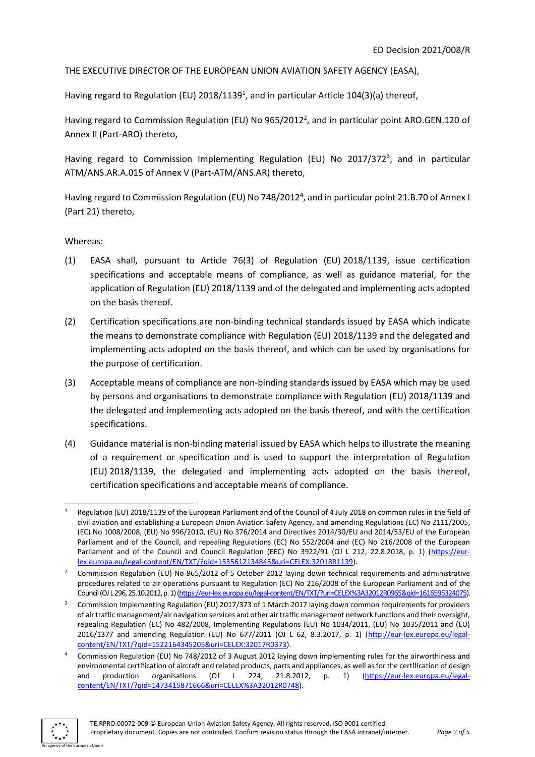THE EXECUTIVE DIRECTOR OF THE EUROPEAN UNION AVIATION SAFETY AGENCY (EASA),

Having regard to Regulation (EU) 2018/1139[1], and in particular Article 104(3)(a) thereof,

Having regard to Commission Regulation (EU) No 965/2012[2], and in particular point ARO.GEN.120 of Annex II (Part-ARO) thereto,

Having regard to Commission Implementing Regulation (EU) No 2017/372[3], and in particular ATM/ANS.AR.A.015 of Annex V (Part-ATM/ANS.AR) thereto,

Having regard to Commission Regulation (EU) No 748/2012[4], and in particular point 21.B.70 of Annex I (Part 21) thereto,

Whereas:

(1) EASA shall, pursuant to Article 76(3) of Regulation (EU) 2018/1139, issue certification specifications and acceptable means of compliance, as well as guidance material, for the application of Regulation (EU) 2018/1139 and of the delegated and implementing acts adopted on the basis thereof.

(2) Certification specifications are non-binding technical standards issued by EASA which indicate the means to demonstrate compliance with Regulation (EU) 2018/1139 and the delegated and implementing acts adopted on the basis thereof, and which can be used by organisations for the purpose of certification.

(3) Acceptable means of compliance are non-binding standards issued by EASA which may be used by persons and organisations to demonstrate compliance with Regulation (EU) 2018/1139 and the delegated and implementing acts adopted on the basis thereof, and with the certification specifications.

(4) Guidance material is non-binding material issued by EASA which helps to illustrate the meaning of a requirement or specification and is used to support the interpretation of Regulation (EU) 2018/1139, the delegated and implementing acts adopted on the basis thereof, certification specifications and acceptable means of compliance.

---

[1] Regulation (EU) 2018/1139 of the European Parliament and of the Council of 4 July 2018 on common rules in the field of civil aviation and establishing a European Union Aviation Safety Agency, and amending Regulations (EC) No 2111/2005, (EC) No 1008/2008, (EU) No 996/2010, (EU) No 376/2014 and Directives 2014/30/EU and 2014/53/EU of the European Parliament and of the Council, and repealing Regulations (EC) No 552/2004 and (EC) No 216/2008 of the European Parliament and of the Council and Council Regulation (EEC) No 3922/91 (OJ L 212, 22.8.2018, p. 1) (https://eur-lex.europa.eu/legal-content/EN/TXT/?qid=1535612134845&uri=CELEX:32018R1139).

[2] Commission Regulation (EU) No 965/2012 of 5 October 2012 laying down technical requirements and administrative procedures related to air operations pursuant to Regulation (EC) No 216/2008 of the European Parliament and of the Council (OJ L 296, 25.10.2012, p. 1) (https://eur-lex.europa.eu/legal-content/EN/TXT/?uri=CELEX%3A32012R0965&qid=1616595324075).

[3] Commission Implementing Regulation (EU) 2017/373 of 1 March 2017 laying down common requirements for providers of air traffic management/air navigation services and other air traffic management network functions and their oversight, repealing Regulation (EC) No 482/2008, Implementing Regulations (EU) No 1034/2011, (EU) No 1035/2011 and (EU) 2016/1377 and amending Regulation (EU) No 677/2011 (OJ L 62, 8.3.2017, p. 1) (http://eur-lex.europa.eu/legal-content/EN/TXT/?qid=1522164345205&uri=CELEX:32017R0373).

[4] Commission Regulation (EU) No 748/2012 of 3 August 2012 laying down implementing rules for the airworthiness and environmental certification of aircraft and related products, parts and appliances, as well as for the certification of design and production organisations (OJ L 224, 21.8.2012, p. 1) (https://eur-lex.europa.eu/legal-content/EN/TXT/?qid=1473415871666&uri=CELEX%3A32012R0748).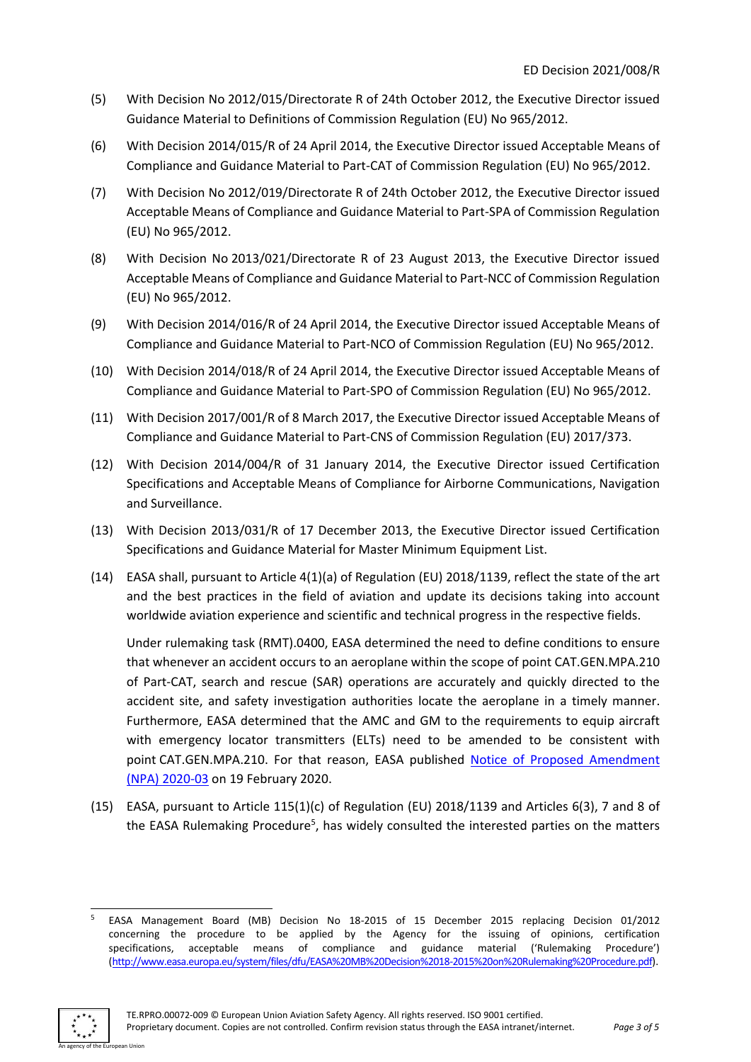(5) With Decision No 2012/015/Directorate R of 24th October 2012, the Executive Director issued Guidance Material to Definitions of Commission Regulation (EU) No 965/2012.

(6) With Decision 2014/015/R of 24 April 2014, the Executive Director issued Acceptable Means of Compliance and Guidance Material to Part-CAT of Commission Regulation (EU) No 965/2012.

(7) With Decision No 2012/019/Directorate R of 24th October 2012, the Executive Director issued Acceptable Means of Compliance and Guidance Material to Part-SPA of Commission Regulation (EU) No 965/2012.

(8) With Decision No 2013/021/Directorate R of 23 August 2013, the Executive Director issued Acceptable Means of Compliance and Guidance Material to Part-NCC of Commission Regulation (EU) No 965/2012.

(9) With Decision 2014/016/R of 24 April 2014, the Executive Director issued Acceptable Means of Compliance and Guidance Material to Part-NCO of Commission Regulation (EU) No 965/2012.

(10) With Decision 2014/018/R of 24 April 2014, the Executive Director issued Acceptable Means of Compliance and Guidance Material to Part-SPO of Commission Regulation (EU) No 965/2012.

(11) With Decision 2017/001/R of 8 March 2017, the Executive Director issued Acceptable Means of Compliance and Guidance Material to Part-CNS of Commission Regulation (EU) 2017/373.

(12) With Decision 2014/004/R of 31 January 2014, the Executive Director issued Certification Specifications and Acceptable Means of Compliance for Airborne Communications, Navigation and Surveillance.

(13) With Decision 2013/031/R of 17 December 2013, the Executive Director issued Certification Specifications and Guidance Material for Master Minimum Equipment List.

(14) EASA shall, pursuant to Article 4(1)(a) of Regulation (EU) 2018/1139, reflect the state of the art and the best practices in the field of aviation and update its decisions taking into account worldwide aviation experience and scientific and technical progress in the respective fields.

Under rulemaking task (RMT).0400, EASA determined the need to define conditions to ensure that whenever an accident occurs to an aeroplane within the scope of point CAT.GEN.MPA.210 of Part-CAT, search and rescue (SAR) operations are accurately and quickly directed to the accident site, and safety investigation authorities locate the aeroplane in a timely manner. Furthermore, EASA determined that the AMC and GM to the requirements to equip aircraft with emergency locator transmitters (ELTs) need to be amended to be consistent with point CAT.GEN.MPA.210. For that reason, EASA published Notice of Proposed Amendment (NPA) 2020-03 on 19 February 2020.

(15) EASA, pursuant to Article 115(1)(c) of Regulation (EU) 2018/1139 and Articles 6(3), 7 and 8 of the EASA Rulemaking Procedure[5], has widely consulted the interested parties on the matters

[5] EASA Management Board (MB) Decision No 18-2015 of 15 December 2015 replacing Decision 01/2012 concerning the procedure to be applied by the Agency for the issuing of opinions, certification specifications, acceptable means of compliance and guidance material ('Rulemaking Procedure') (http://www.easa.europa.eu/system/files/dfu/EASA%20MB%20Decision%2018-2015%20on%20Rulemaking%20Procedure.pdf).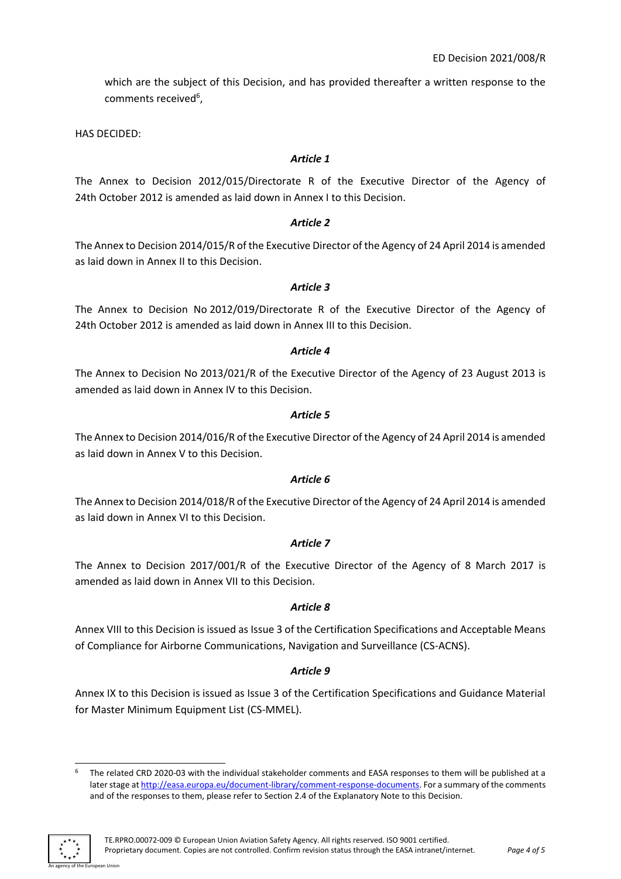which are the subject of this Decision, and has provided thereafter a written response to the comments received[6],

HAS DECIDED:

*Article 1*

The Annex to Decision 2012/015/Directorate R of the Executive Director of the Agency of 24th October 2012 is amended as laid down in Annex I to this Decision.

*Article 2*

The Annex to Decision 2014/015/R of the Executive Director of the Agency of 24 April 2014 is amended as laid down in Annex II to this Decision.

*Article 3*

The Annex to Decision No 2012/019/Directorate R of the Executive Director of the Agency of 24th October 2012 is amended as laid down in Annex III to this Decision.

*Article 4*

The Annex to Decision No 2013/021/R of the Executive Director of the Agency of 23 August 2013 is amended as laid down in Annex IV to this Decision.

*Article 5*

The Annex to Decision 2014/016/R of the Executive Director of the Agency of 24 April 2014 is amended as laid down in Annex V to this Decision.

*Article 6*

The Annex to Decision 2014/018/R of the Executive Director of the Agency of 24 April 2014 is amended as laid down in Annex VI to this Decision.

*Article 7*

The Annex to Decision 2017/001/R of the Executive Director of the Agency of 8 March 2017 is amended as laid down in Annex VII to this Decision.

*Article 8*

Annex VIII to this Decision is issued as Issue 3 of the Certification Specifications and Acceptable Means of Compliance for Airborne Communications, Navigation and Surveillance (CS-ACNS).

*Article 9*

Annex IX to this Decision is issued as Issue 3 of the Certification Specifications and Guidance Material for Master Minimum Equipment List (CS-MMEL).

---

[6] The related CRD 2020-03 with the individual stakeholder comments and EASA responses to them will be published at a later stage at http://easa.europa.eu/document-library/comment-response-documents. For a summary of the comments and of the responses to them, please refer to Section 2.4 of the Explanatory Note to this Decision.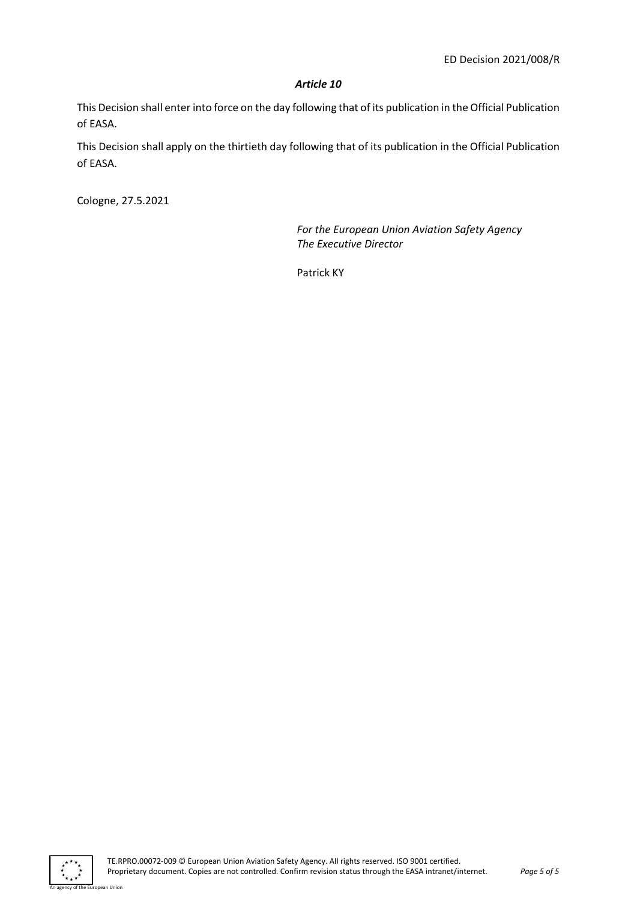### *Article 10*

This Decision shall enter into force on the day following that of its publication in the Official Publication of EASA.

This Decision shall apply on the thirtieth day following that of its publication in the Official Publication of EASA.

Cologne, 27.5.2021

*For the European Union Aviation Safety Agency*
*The Executive Director*

Patrick KY